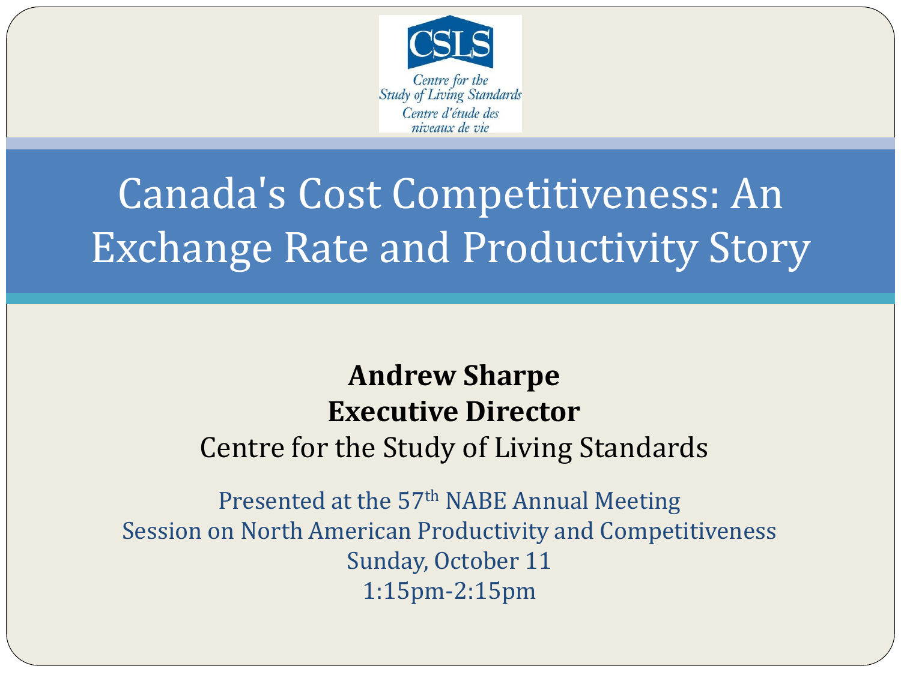CSLS

Centre for the Study of Living Standards

Centre d'étude des niveaux de vie

# Canada's Cost Competitiveness: An Exchange Rate and Productivity Story

**Andrew Sharpe**
**Executive Director**
Centre for the Study of Living Standards

Presented at the 57th NABE Annual Meeting
Session on North American Productivity and Competitiveness
Sunday, October 11
1:15pm-2:15pm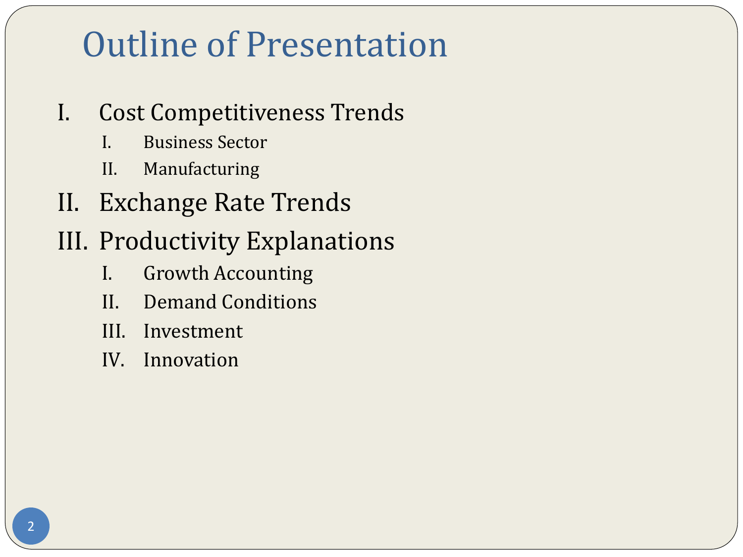# Outline of Presentation

I. Cost Competitiveness Trends
   - I. Business Sector
   - II. Manufacturing

II. Exchange Rate Trends

III. Productivity Explanations
   - I. Growth Accounting
   - II. Demand Conditions
   - III. Investment
   - IV. Innovation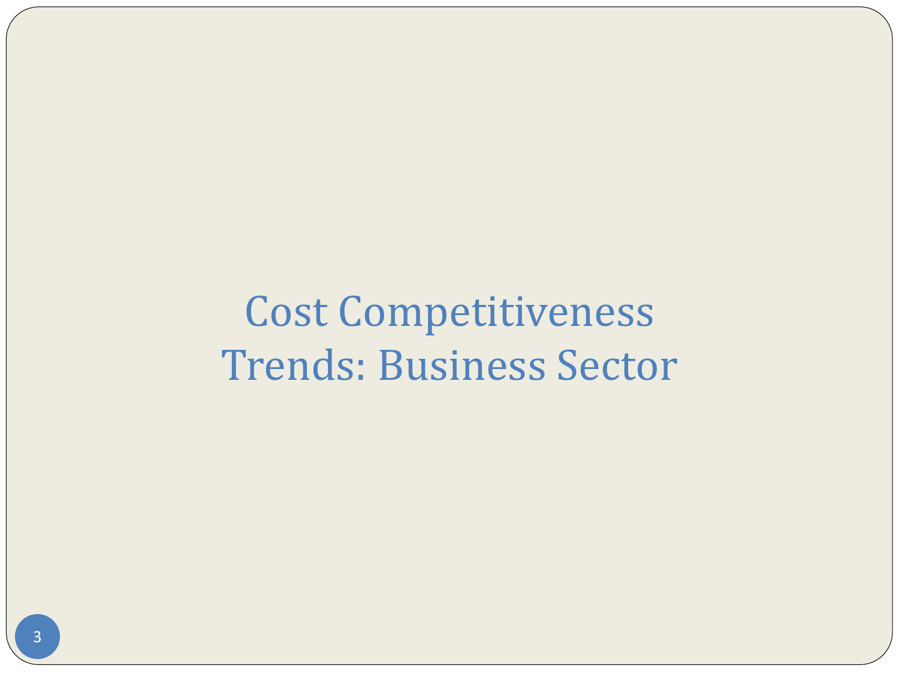# Cost Competitiveness Trends: Business Sector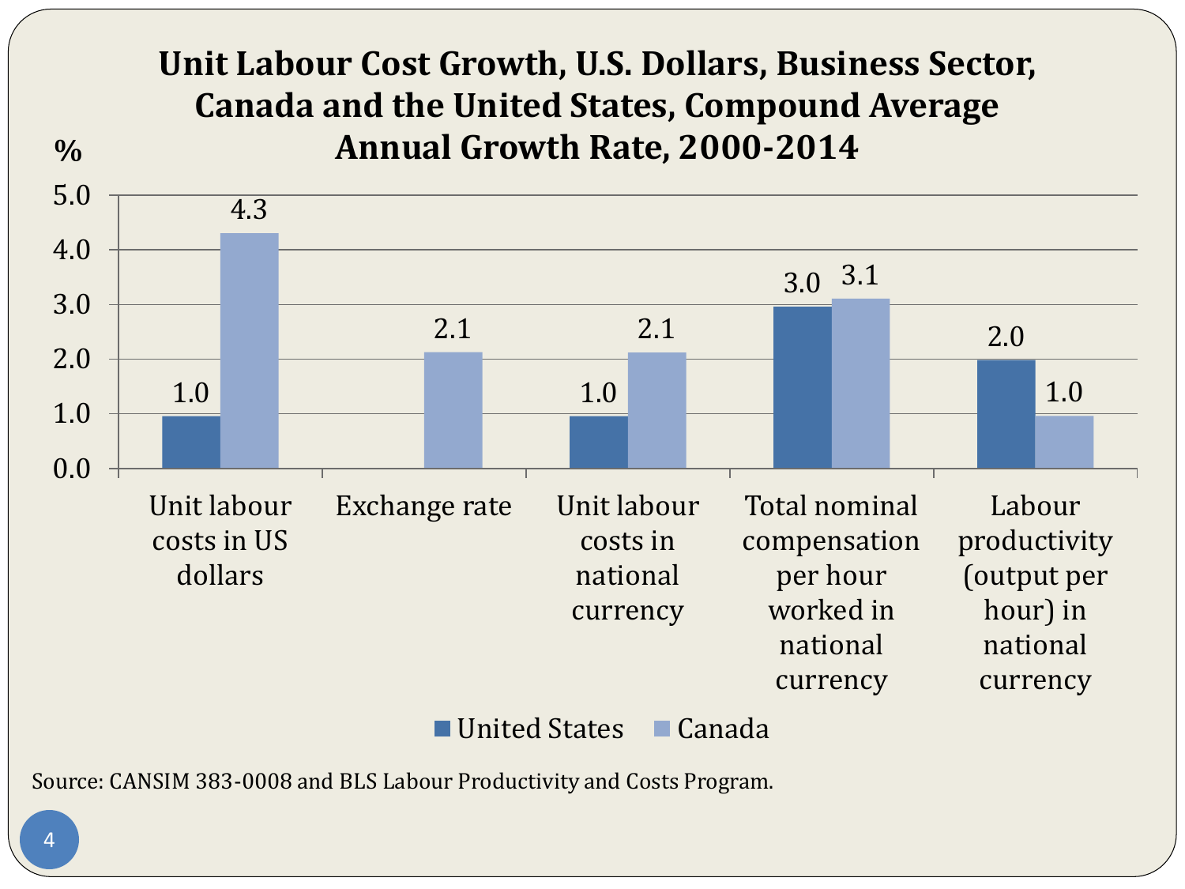# Unit Labour Cost Growth, U.S. Dollars, Business Sector, Canada and the United States, Compound Average Annual Growth Rate, 2000-2014

| % | United States | Canada |
| --- | --- | --- |
| Unit labour costs in US dollars | 1.0 | 4.3 |
| Exchange rate | | 2.1 |
| Unit labour costs in national currency | 1.0 | 2.1 |
| Total nominal compensation per hour worked in national currency | 3.0 | 3.1 |
| Labour productivity (output per hour) in national currency | 2.0 | 1.0 |

Source: CANSIM 383-0008 and BLS Labour Productivity and Costs Program.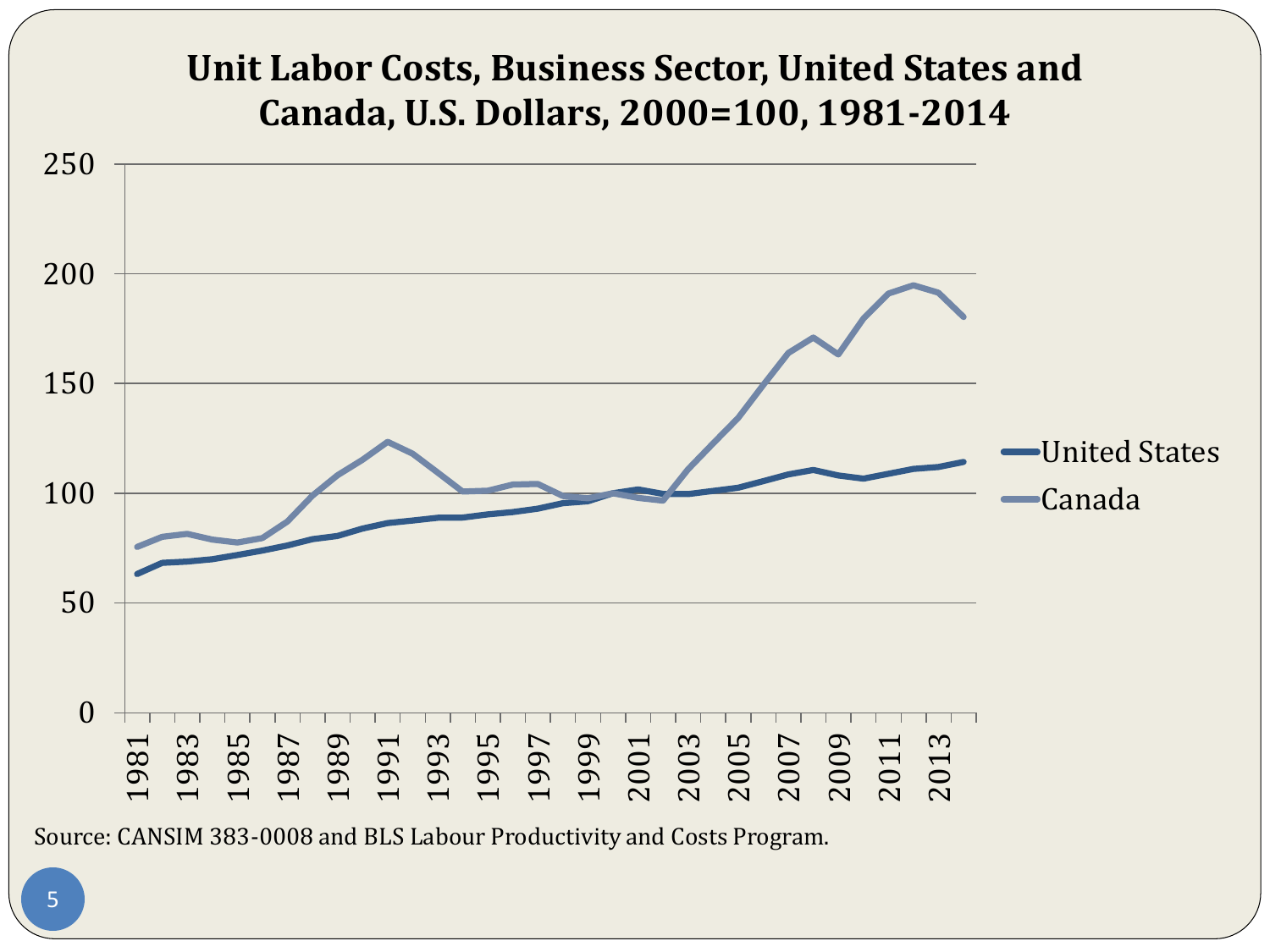# Unit Labor Costs, Business Sector, United States and Canada, U.S. Dollars, 2000=100, 1981-2014

Source: CANSIM 383-0008 and BLS Labour Productivity and Costs Program.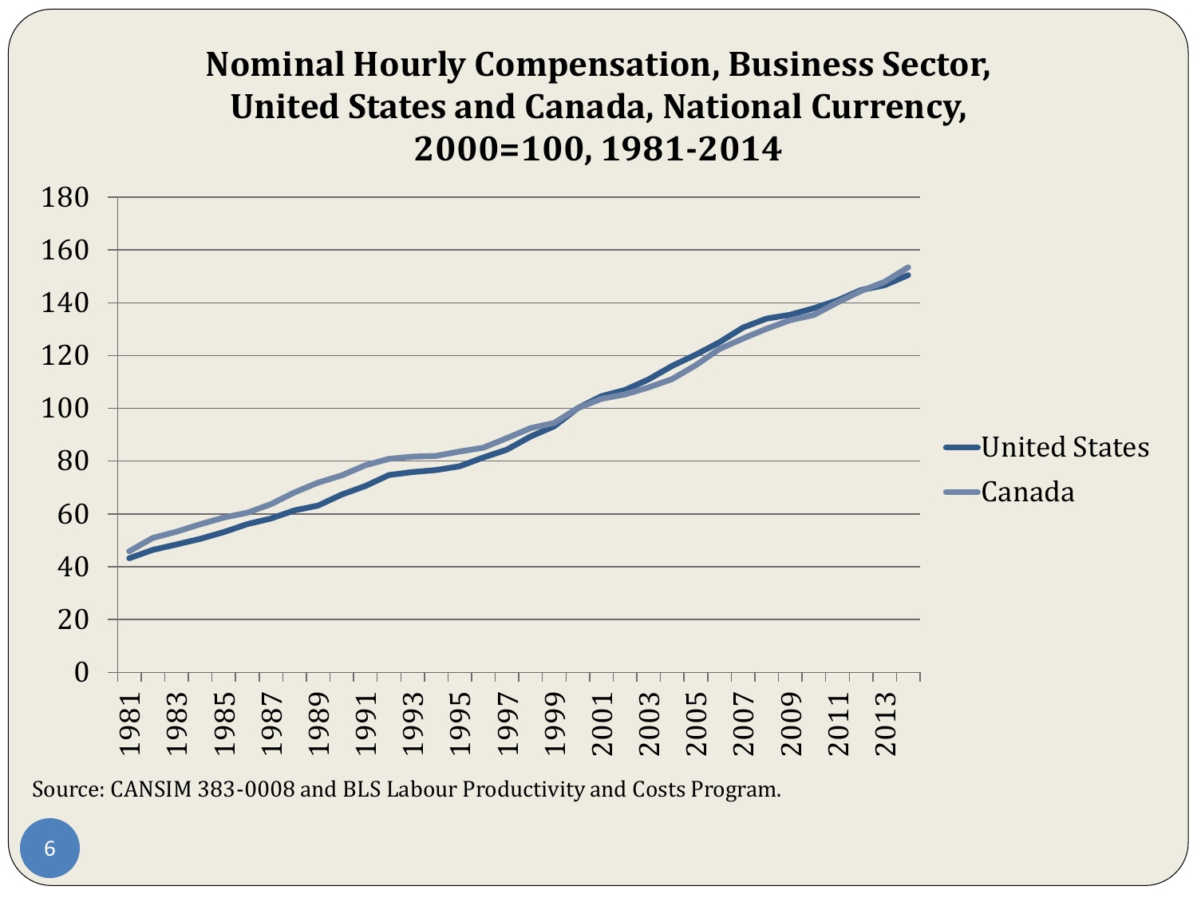# Nominal Hourly Compensation, Business Sector, United States and Canada, National Currency, 2000=100, 1981-2014

Source: CANSIM 383-0008 and BLS Labour Productivity and Costs Program.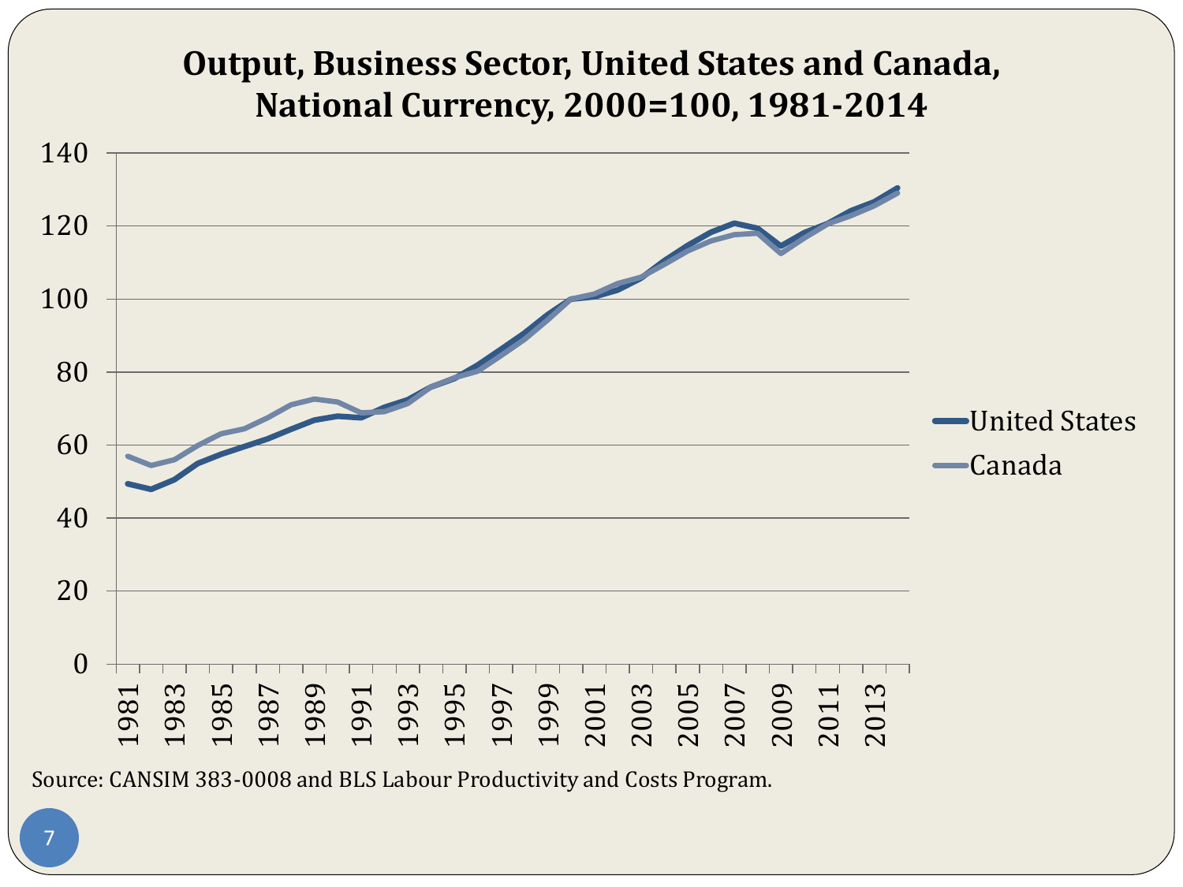## Output, Business Sector, United States and Canada, National Currency, 2000=100, 1981-2014

Source: CANSIM 383-0008 and BLS Labour Productivity and Costs Program.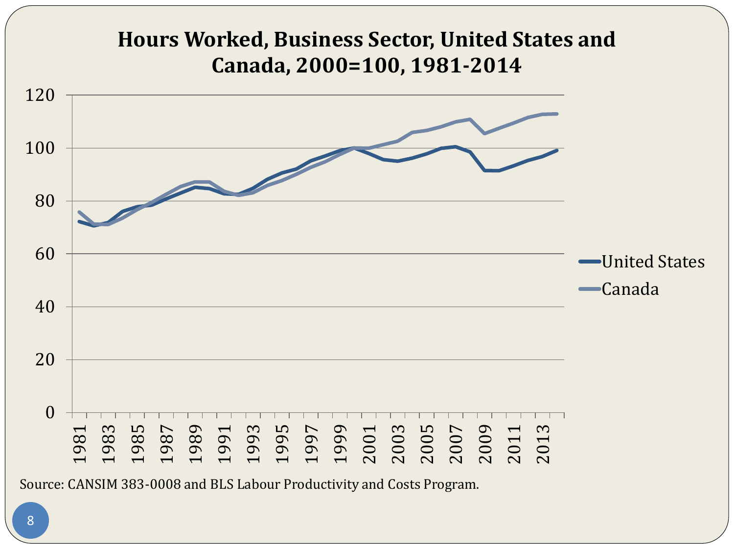## Hours Worked, Business Sector, United States and Canada, 2000=100, 1981-2014

Source: CANSIM 383-0008 and BLS Labour Productivity and Costs Program.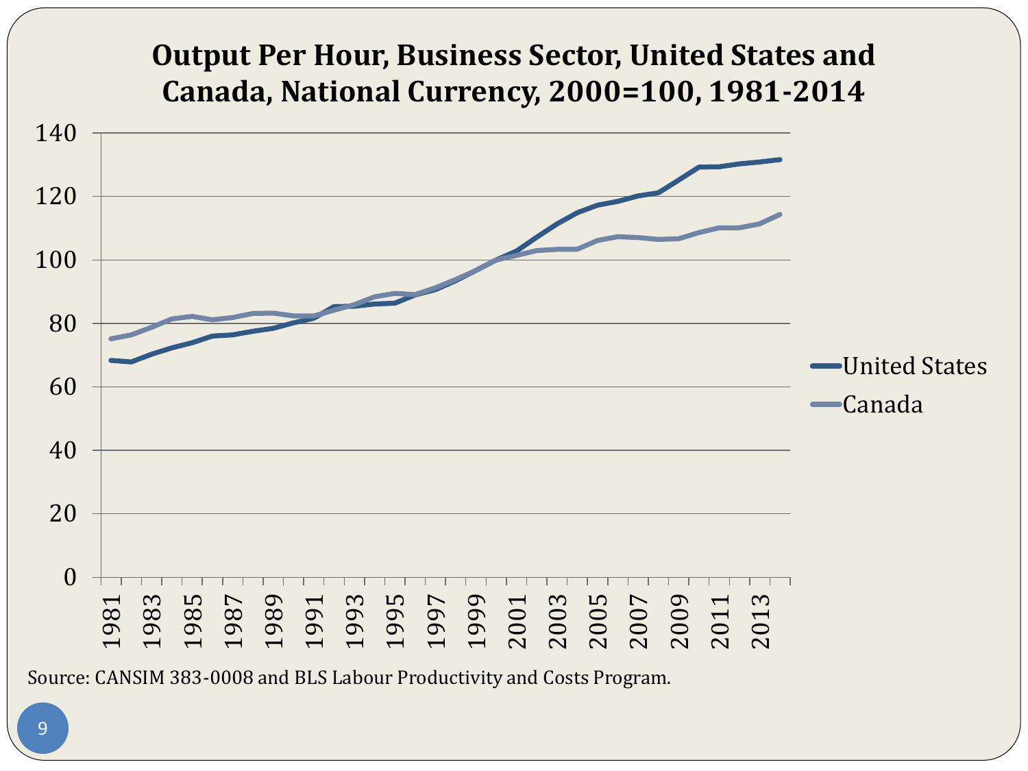# Output Per Hour, Business Sector, United States and Canada, National Currency, 2000=100, 1981-2014

Source: CANSIM 383-0008 and BLS Labour Productivity and Costs Program.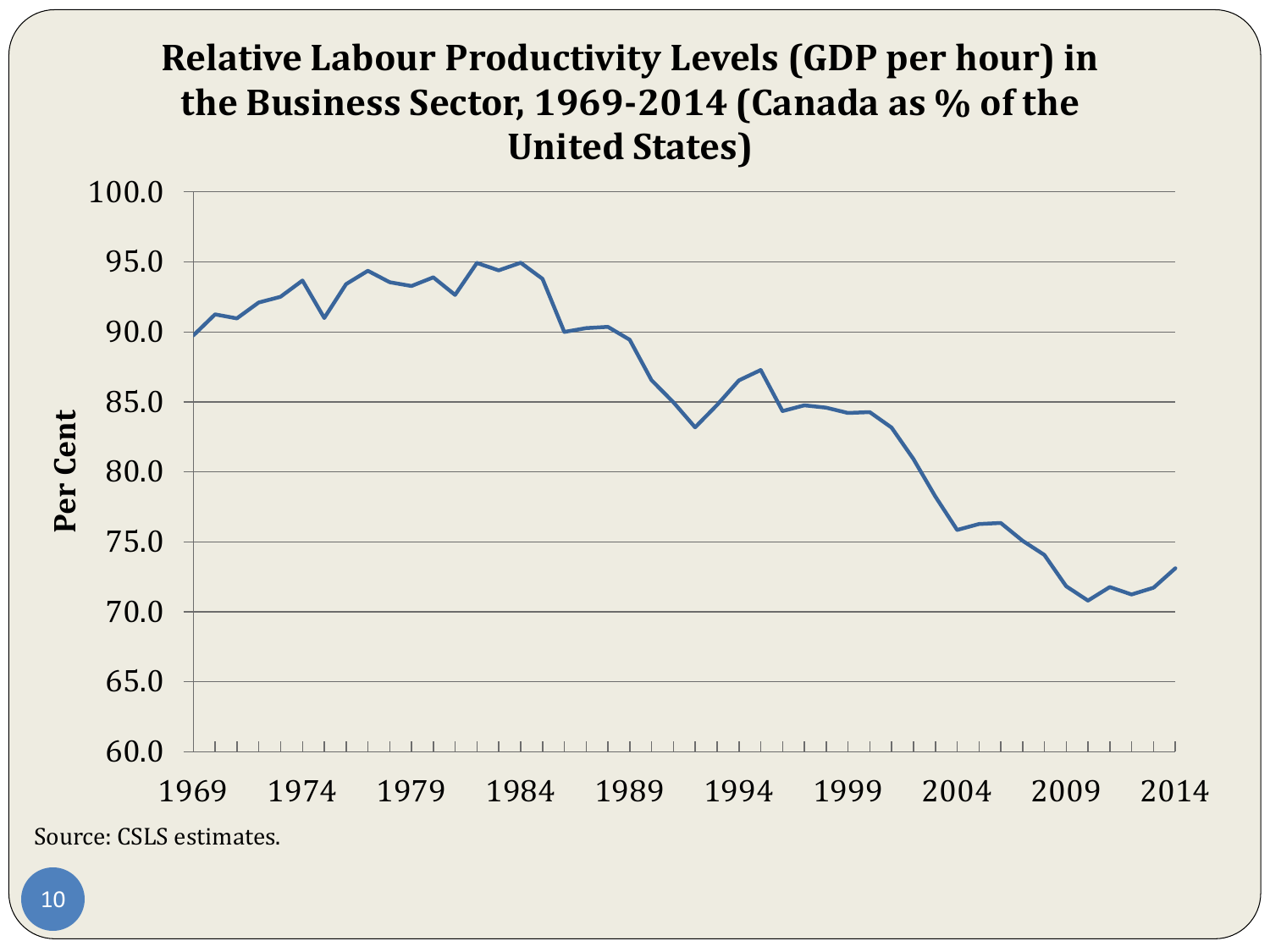# Relative Labour Productivity Levels (GDP per hour) in the Business Sector, 1969-2014 (Canada as % of the United States)

Source: CSLS estimates.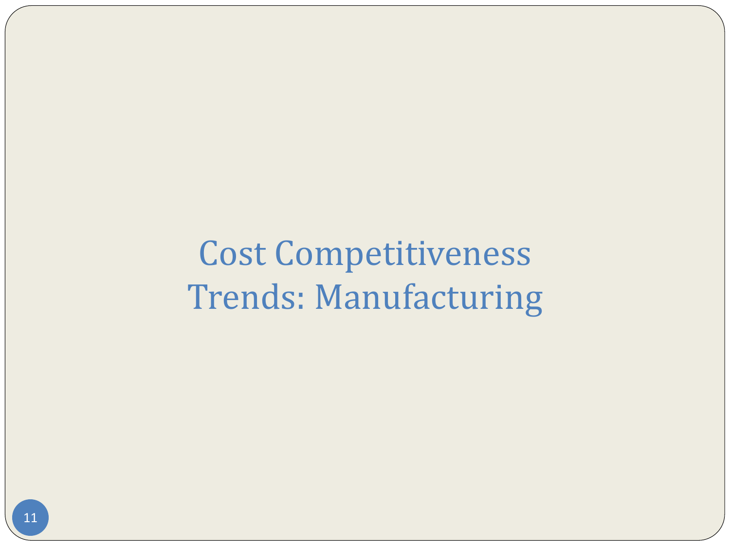# Cost Competitiveness Trends: Manufacturing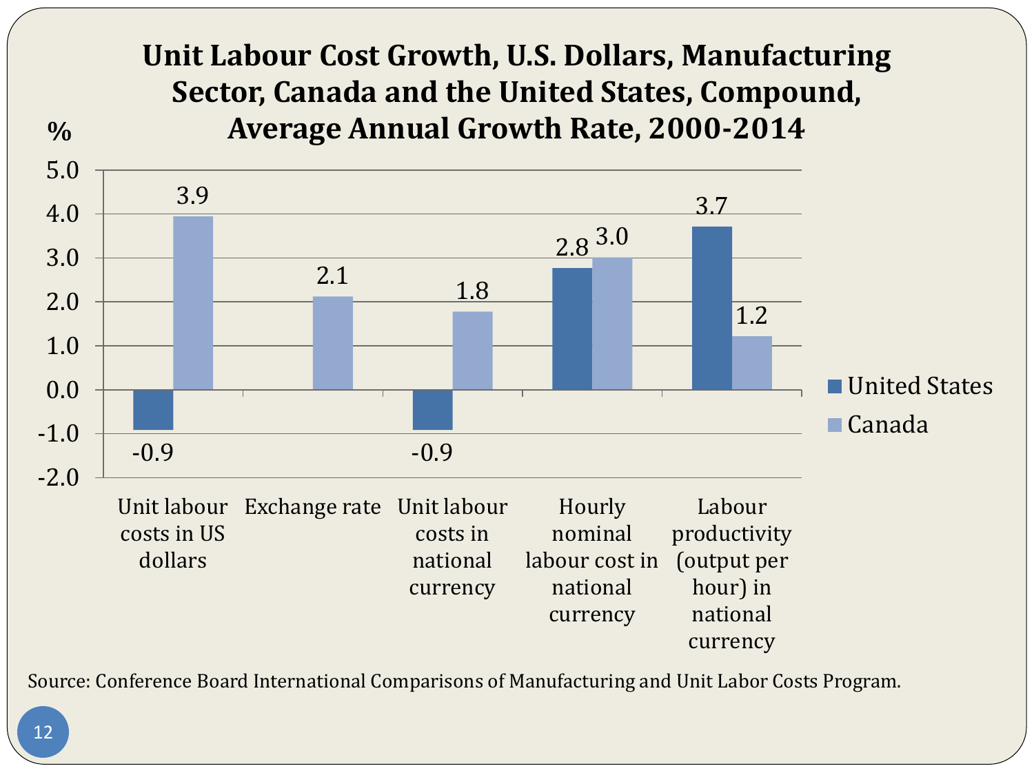# Unit Labour Cost Growth, U.S. Dollars, Manufacturing Sector, Canada and the United States, Compound, Average Annual Growth Rate, 2000-2014

| % | United States | Canada |
|---|---|---|
| Unit labour costs in US dollars | -0.9 | 3.9 |
| Exchange rate | | 2.1 |
| Unit labour costs in national currency | -0.9 | 1.8 |
| Hourly nominal labour cost in national currency | 2.8 | 3.0 |
| Labour productivity (output per hour) in national currency | 3.7 | 1.2 |

Source: Conference Board International Comparisons of Manufacturing and Unit Labor Costs Program.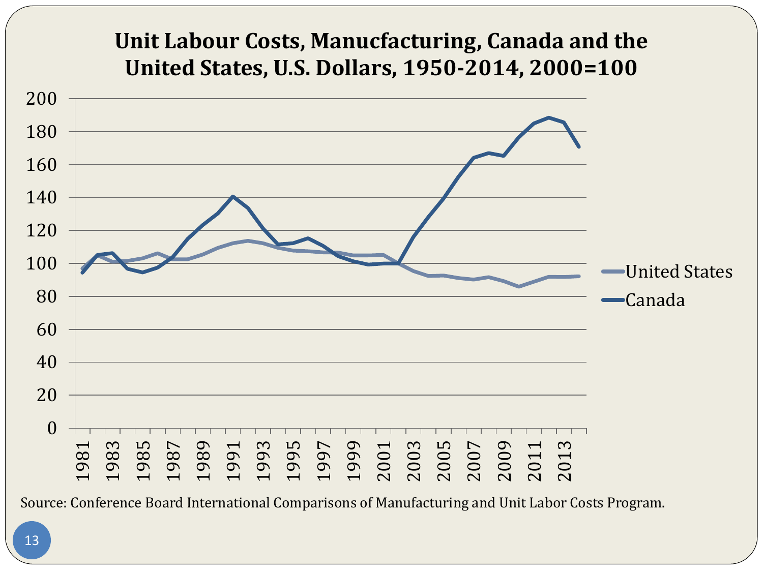## Unit Labour Costs, Manucfacturing, Canada and the United States, U.S. Dollars, 1950-2014, 2000=100

Source: Conference Board International Comparisons of Manufacturing and Unit Labor Costs Program.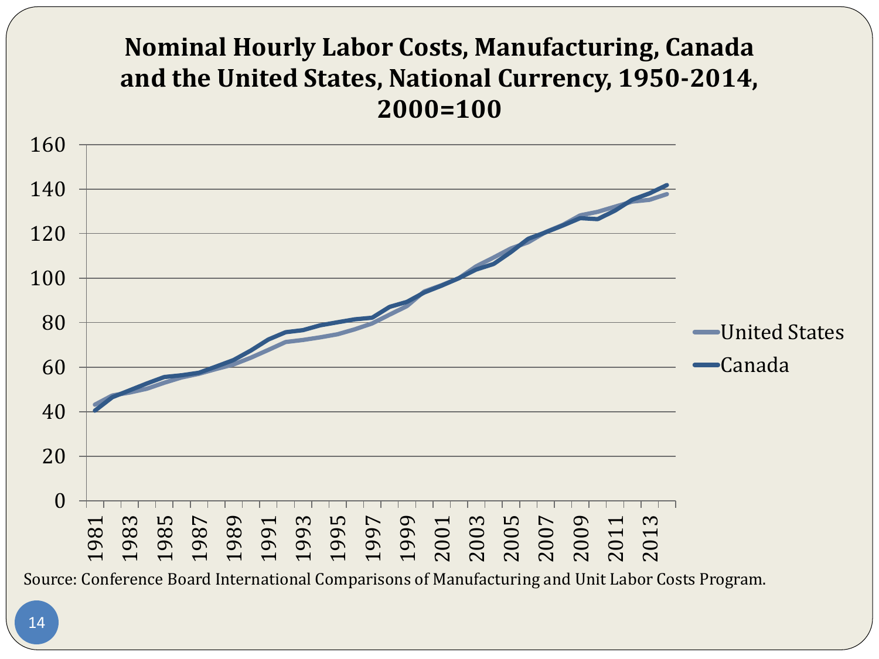# Nominal Hourly Labor Costs, Manufacturing, Canada and the United States, National Currency, 1950-2014, 2000=100

Source: Conference Board International Comparisons of Manufacturing and Unit Labor Costs Program.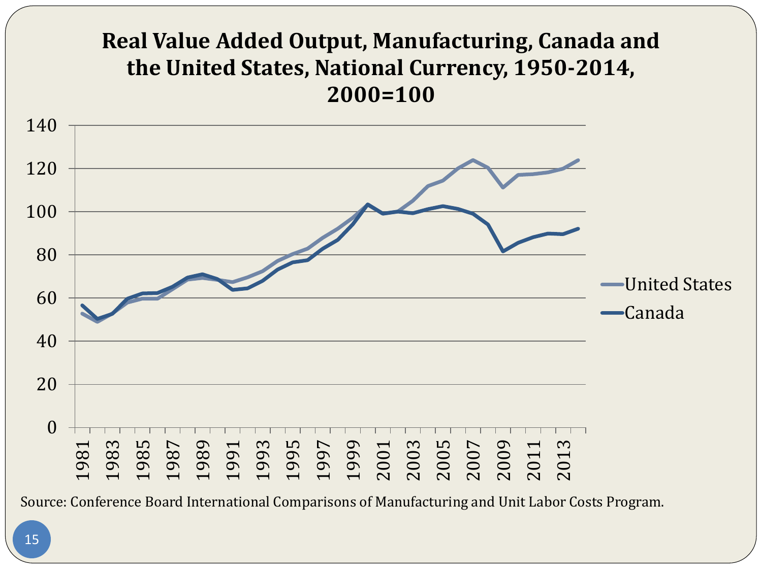# Real Value Added Output, Manufacturing, Canada and the United States, National Currency, 1950-2014, 2000=100

Source: Conference Board International Comparisons of Manufacturing and Unit Labor Costs Program.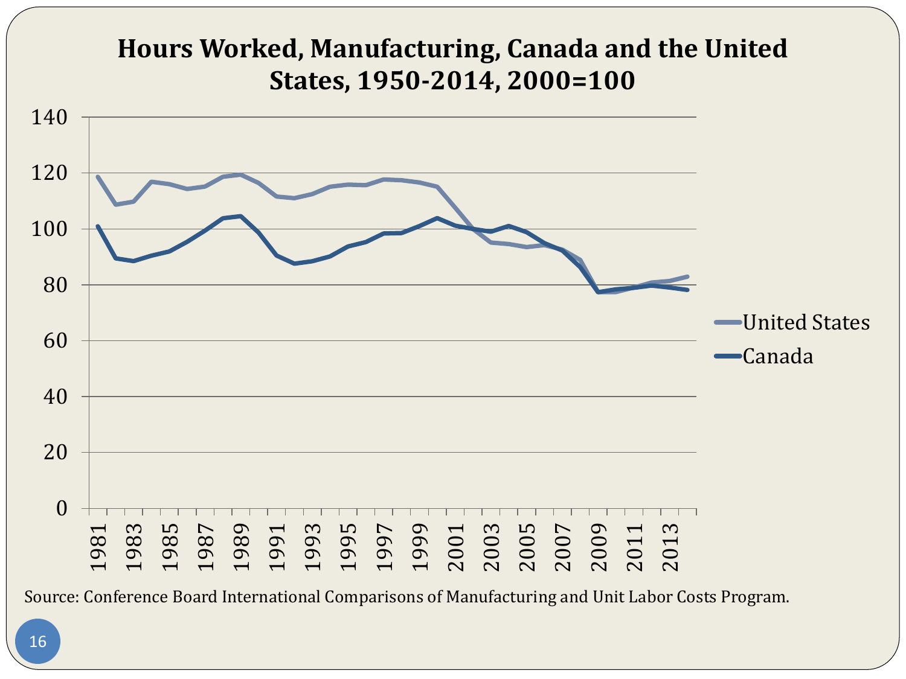## Hours Worked, Manufacturing, Canada and the United States, 1950-2014, 2000=100

Source: Conference Board International Comparisons of Manufacturing and Unit Labor Costs Program.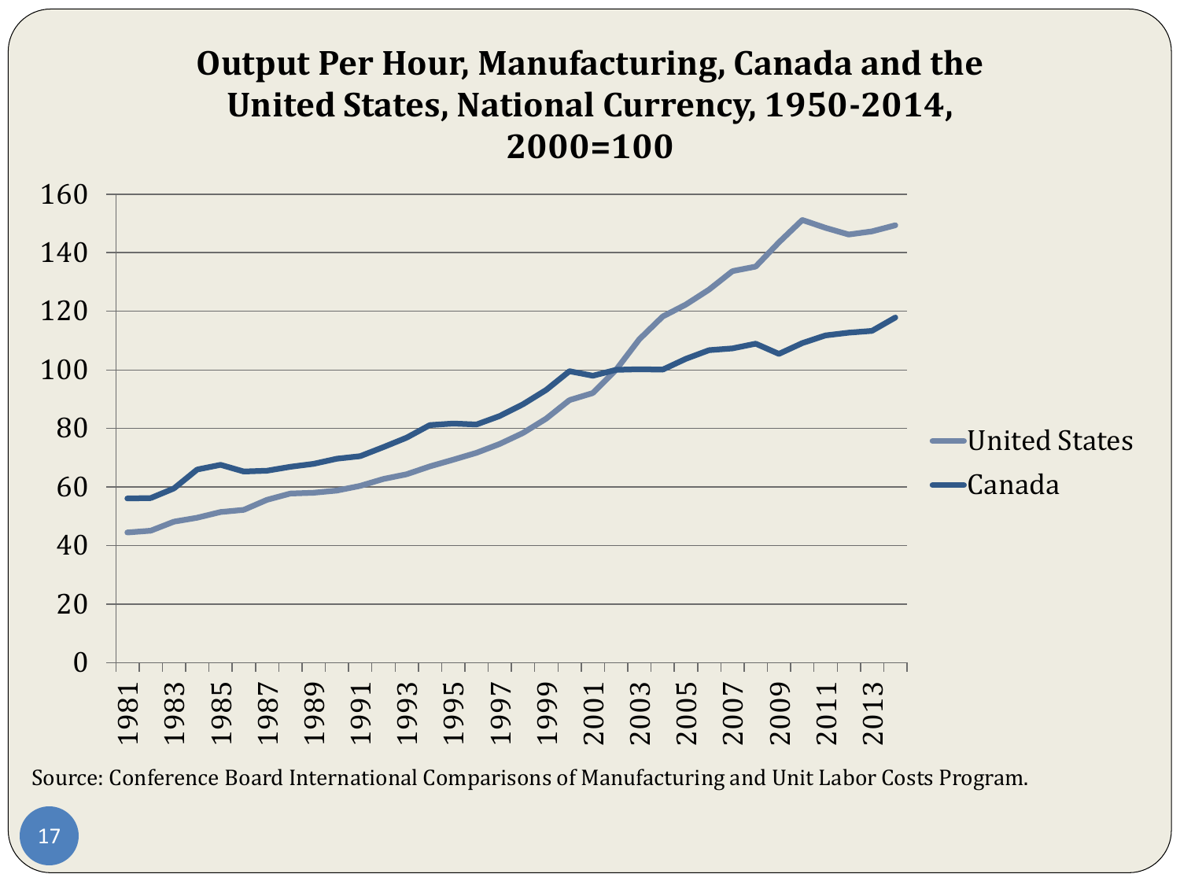# Output Per Hour, Manufacturing, Canada and the United States, National Currency, 1950-2014, 2000=100

Source: Conference Board International Comparisons of Manufacturing and Unit Labor Costs Program.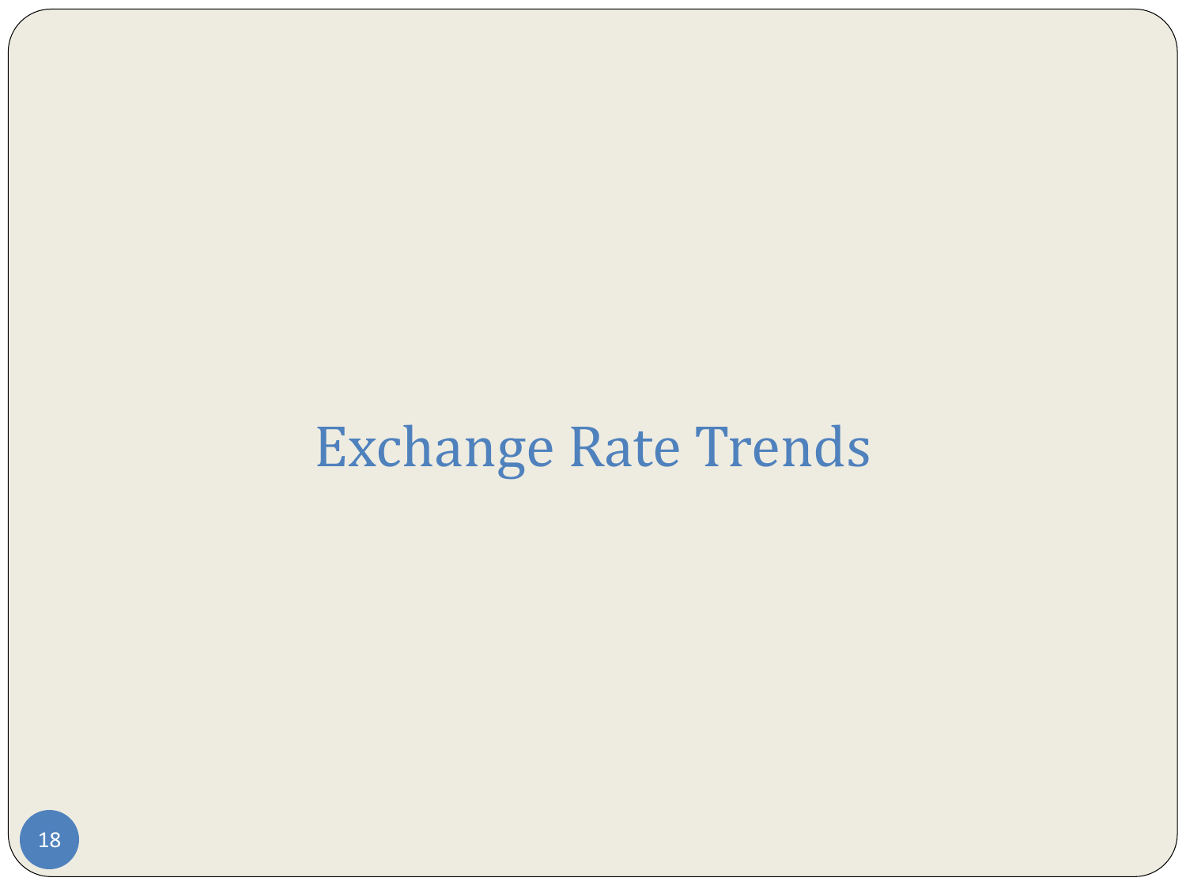# Exchange Rate Trends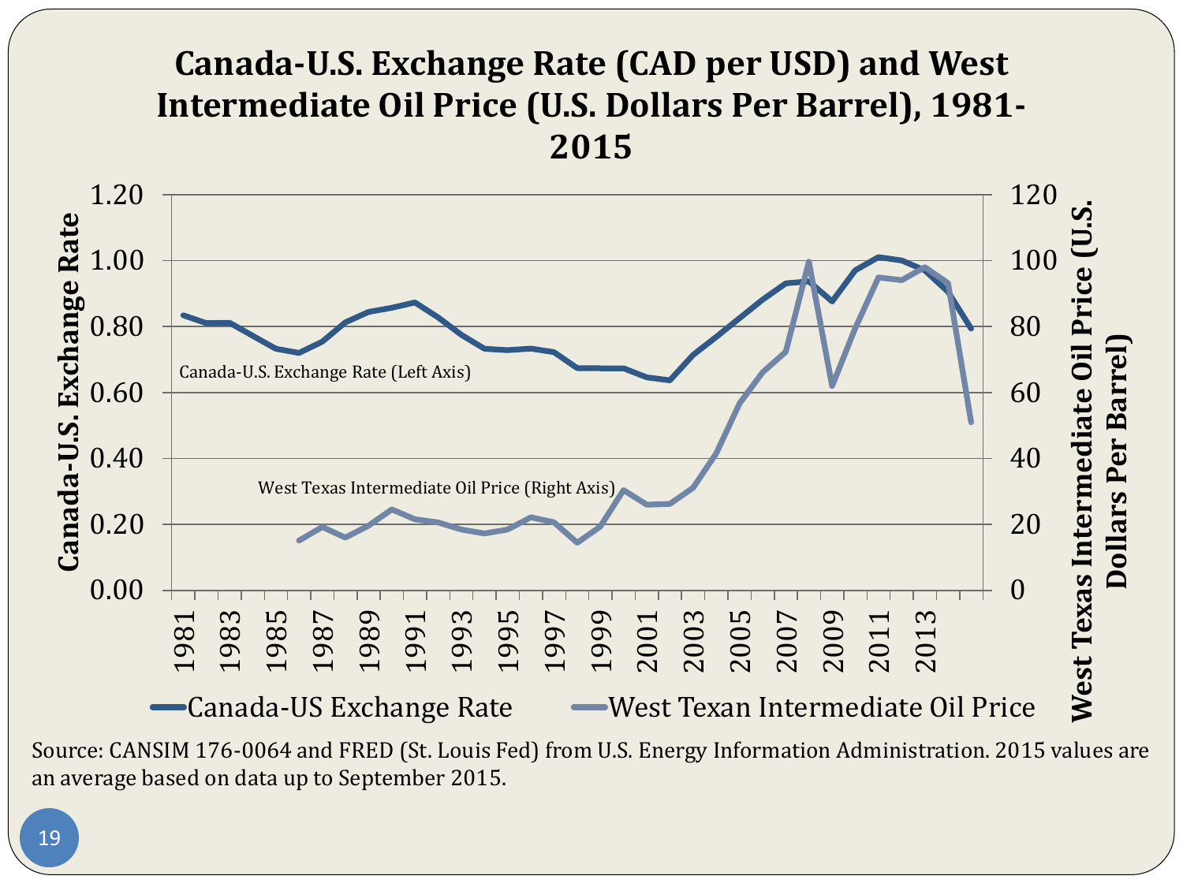# Canada-U.S. Exchange Rate (CAD per USD) and West Intermediate Oil Price (U.S. Dollars Per Barrel), 1981-2015

Source: CANSIM 176-0064 and FRED (St. Louis Fed) from U.S. Energy Information Administration. 2015 values are an average based on data up to September 2015.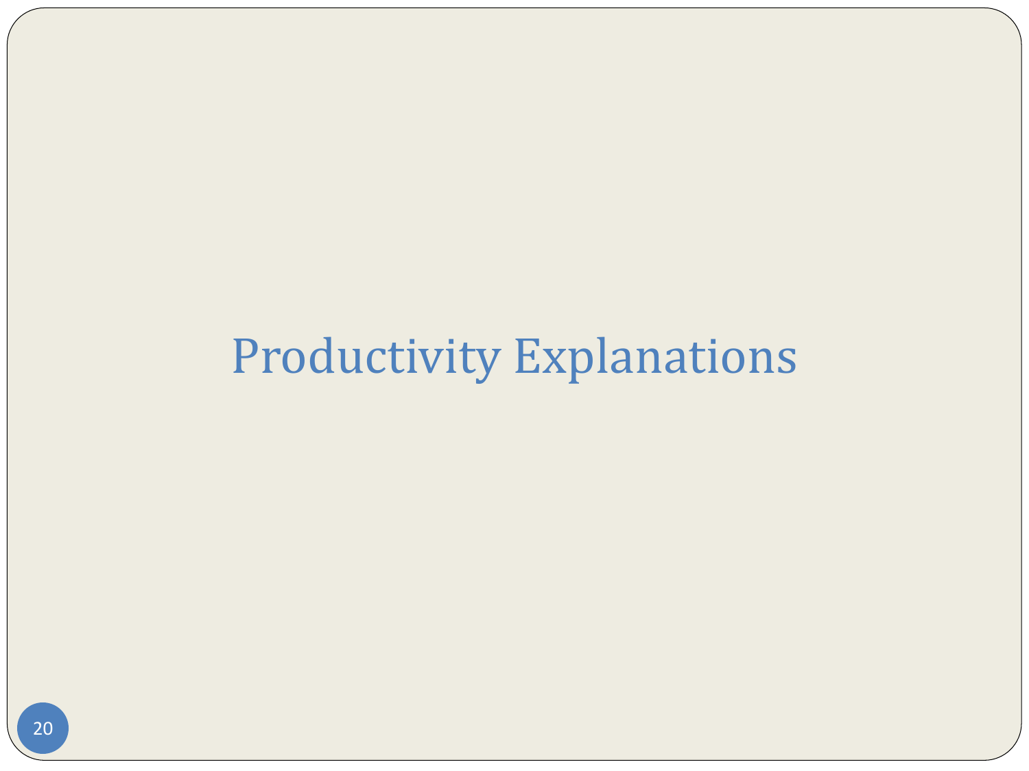# Productivity Explanations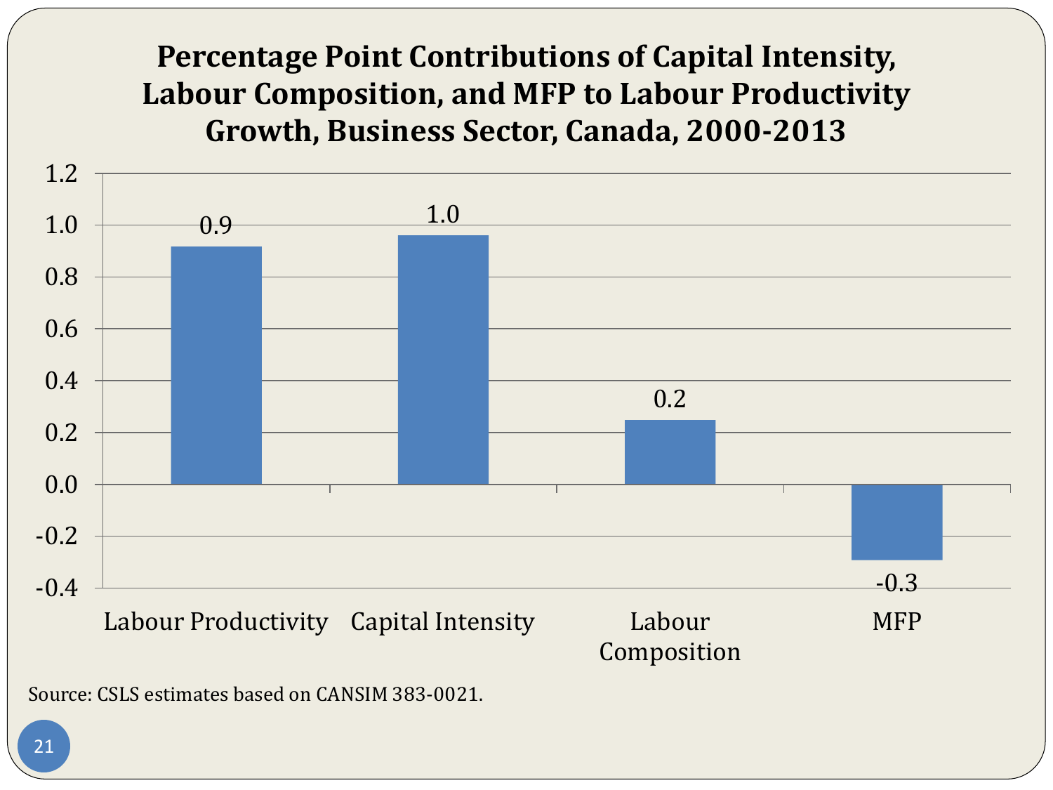# Percentage Point Contributions of Capital Intensity, Labour Composition, and MFP to Labour Productivity Growth, Business Sector, Canada, 2000-2013

| | Labour Productivity | Capital Intensity | Labour Composition | MFP |
|---|---|---|---|---|
| Percentage points | 0.9 | 1.0 | 0.2 | -0.3 |

Source: CSLS estimates based on CANSIM 383-0021.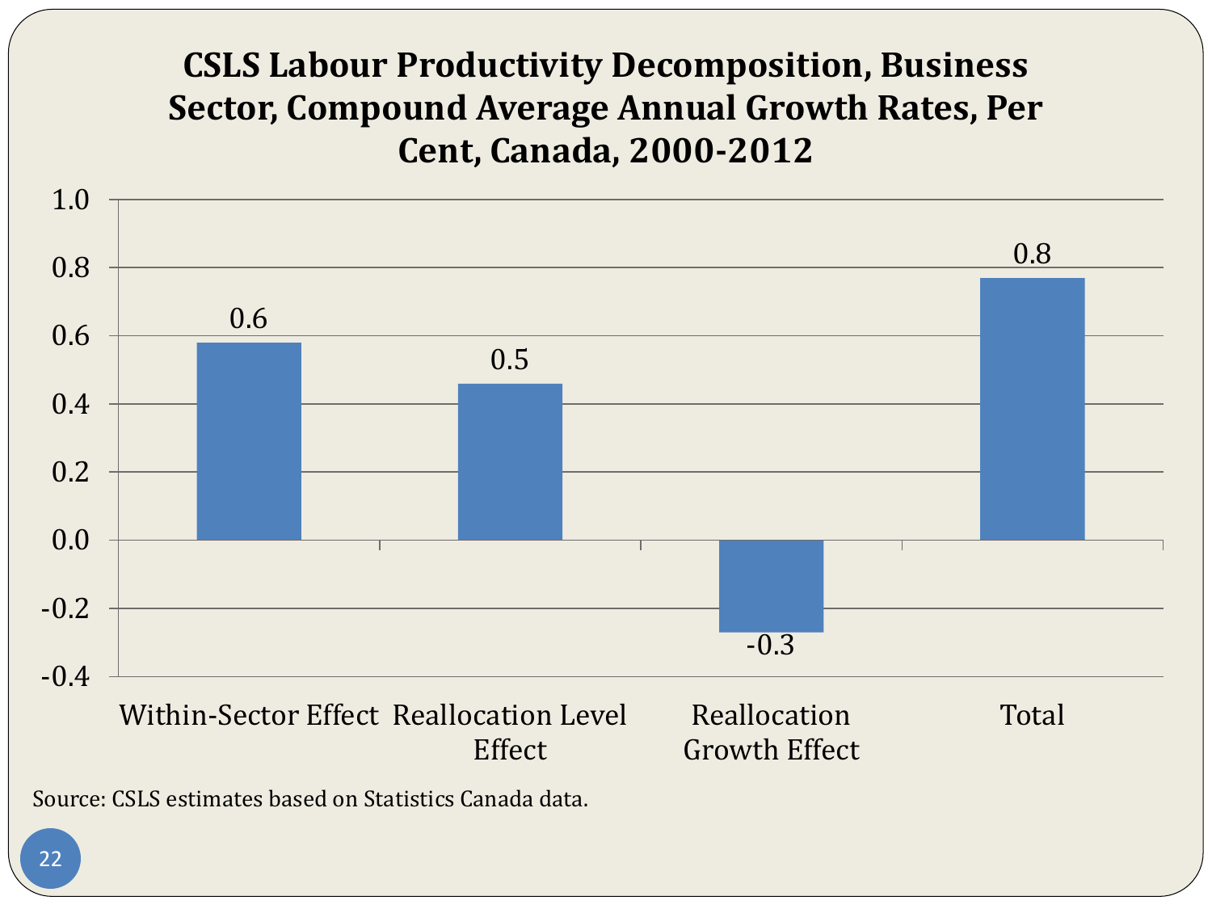# CSLS Labour Productivity Decomposition, Business Sector, Compound Average Annual Growth Rates, Per Cent, Canada, 2000-2012

| Component | Per Cent |
|---|---|
| Within-Sector Effect | 0.6 |
| Reallocation Level Effect | 0.5 |
| Reallocation Growth Effect | -0.3 |
| Total | 0.8 |

Source: CSLS estimates based on Statistics Canada data.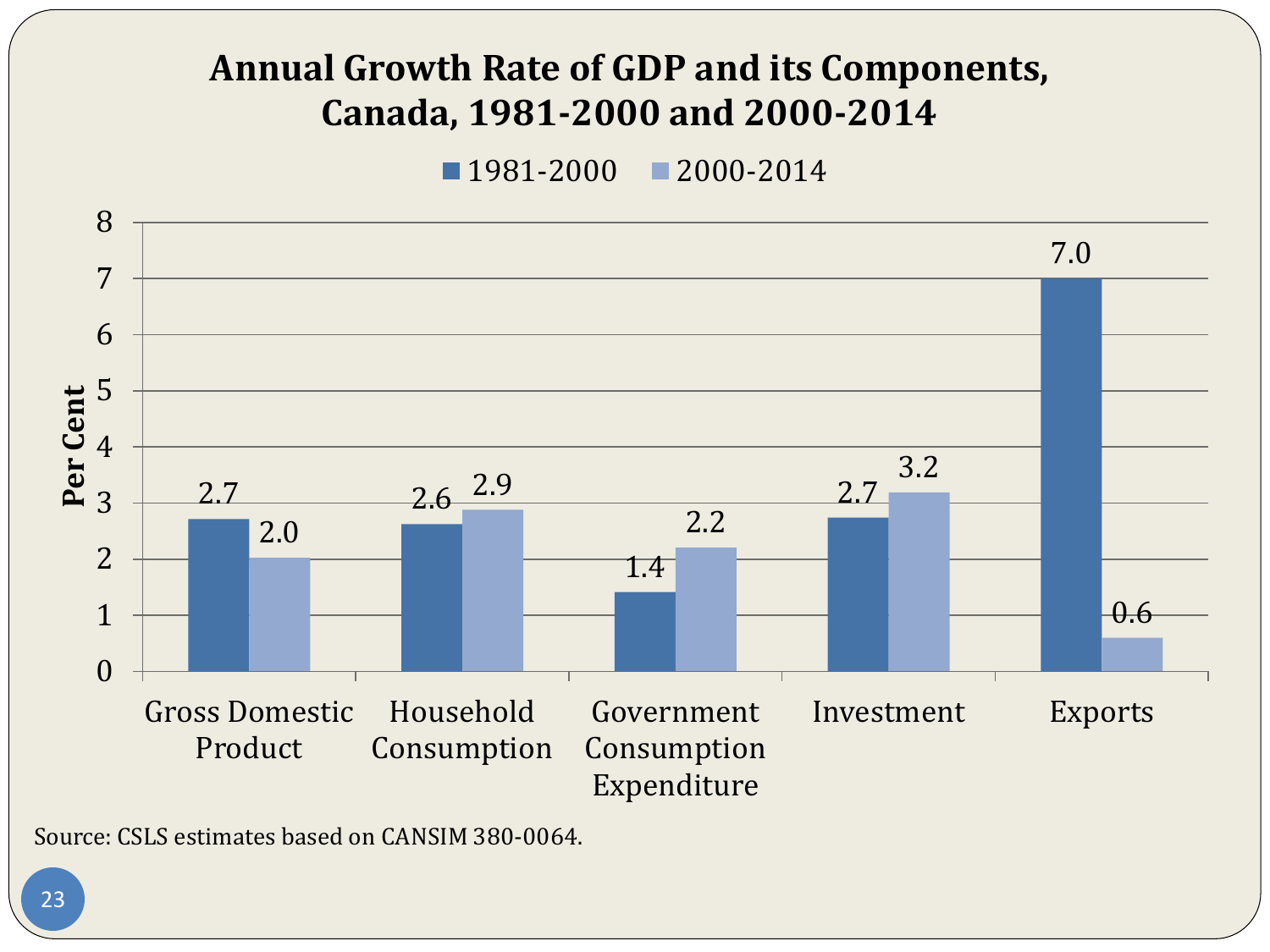# Annual Growth Rate of GDP and its Components, Canada, 1981-2000 and 2000-2014

| | 1981-2000 | 2000-2014 |
|---|---|---|
| Gross Domestic Product | 2.7 | 2.0 |
| Household Consumption | 2.6 | 2.9 |
| Government Consumption Expenditure | 1.4 | 2.2 |
| Investment | 2.7 | 3.2 |
| Exports | 7.0 | 0.6 |

Per Cent

Source: CSLS estimates based on CANSIM 380-0064.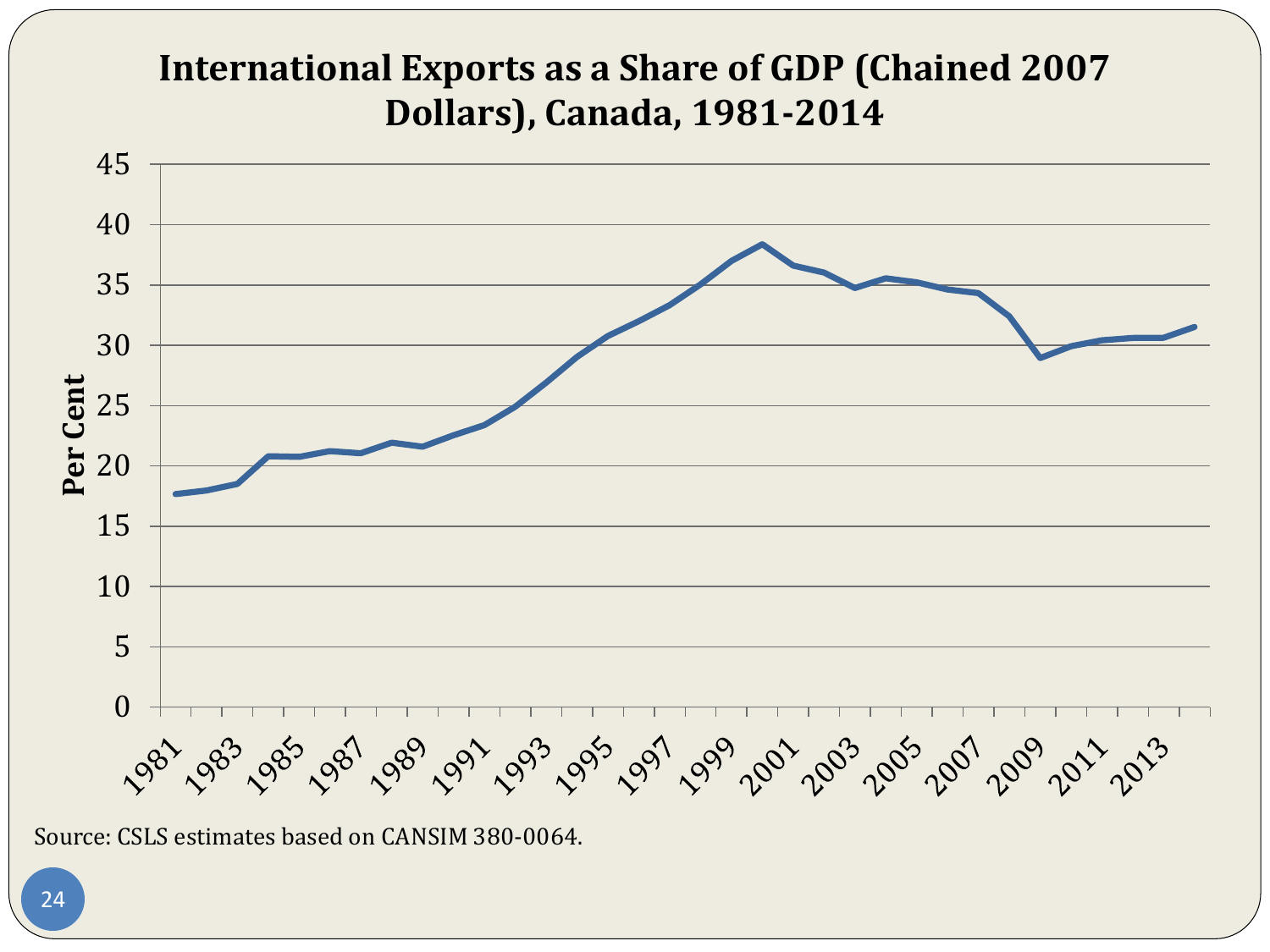# International Exports as a Share of GDP (Chained 2007 Dollars), Canada, 1981-2014

Source: CSLS estimates based on CANSIM 380-0064.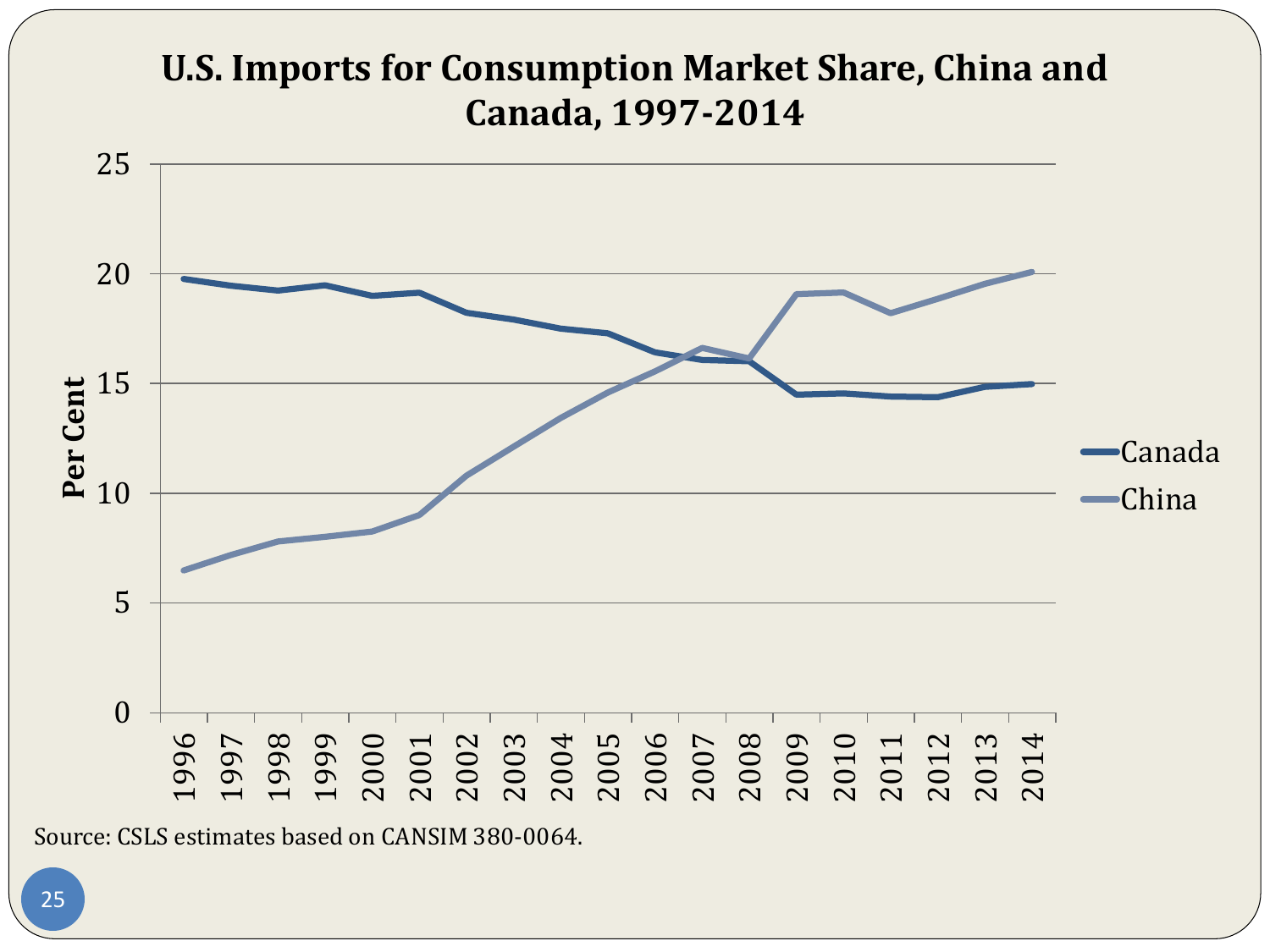# U.S. Imports for Consumption Market Share, China and Canada, 1997-2014

Source: CSLS estimates based on CANSIM 380-0064.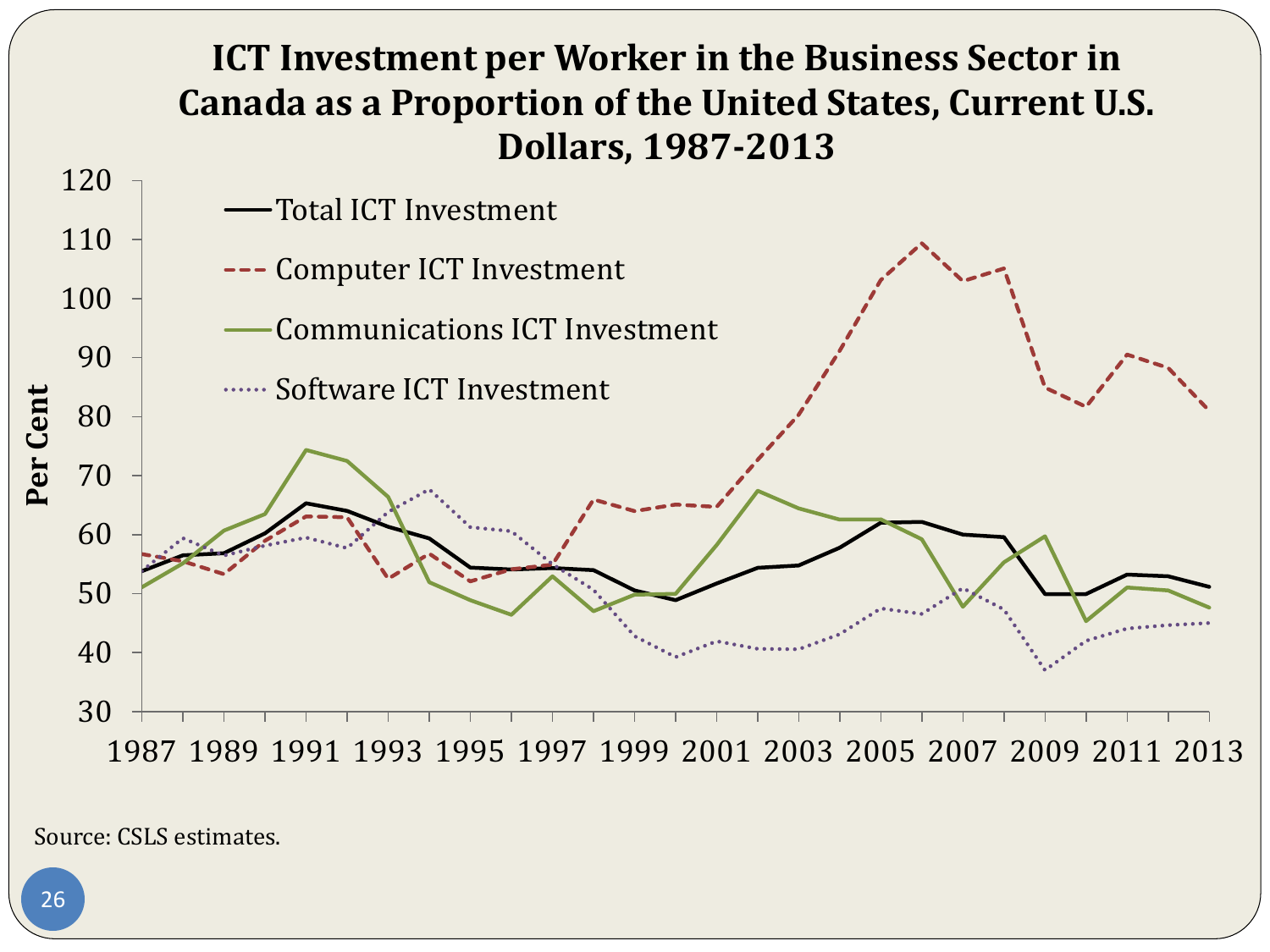# ICT Investment per Worker in the Business Sector in Canada as a Proportion of the United States, Current U.S. Dollars, 1987-2013

Source: CSLS estimates.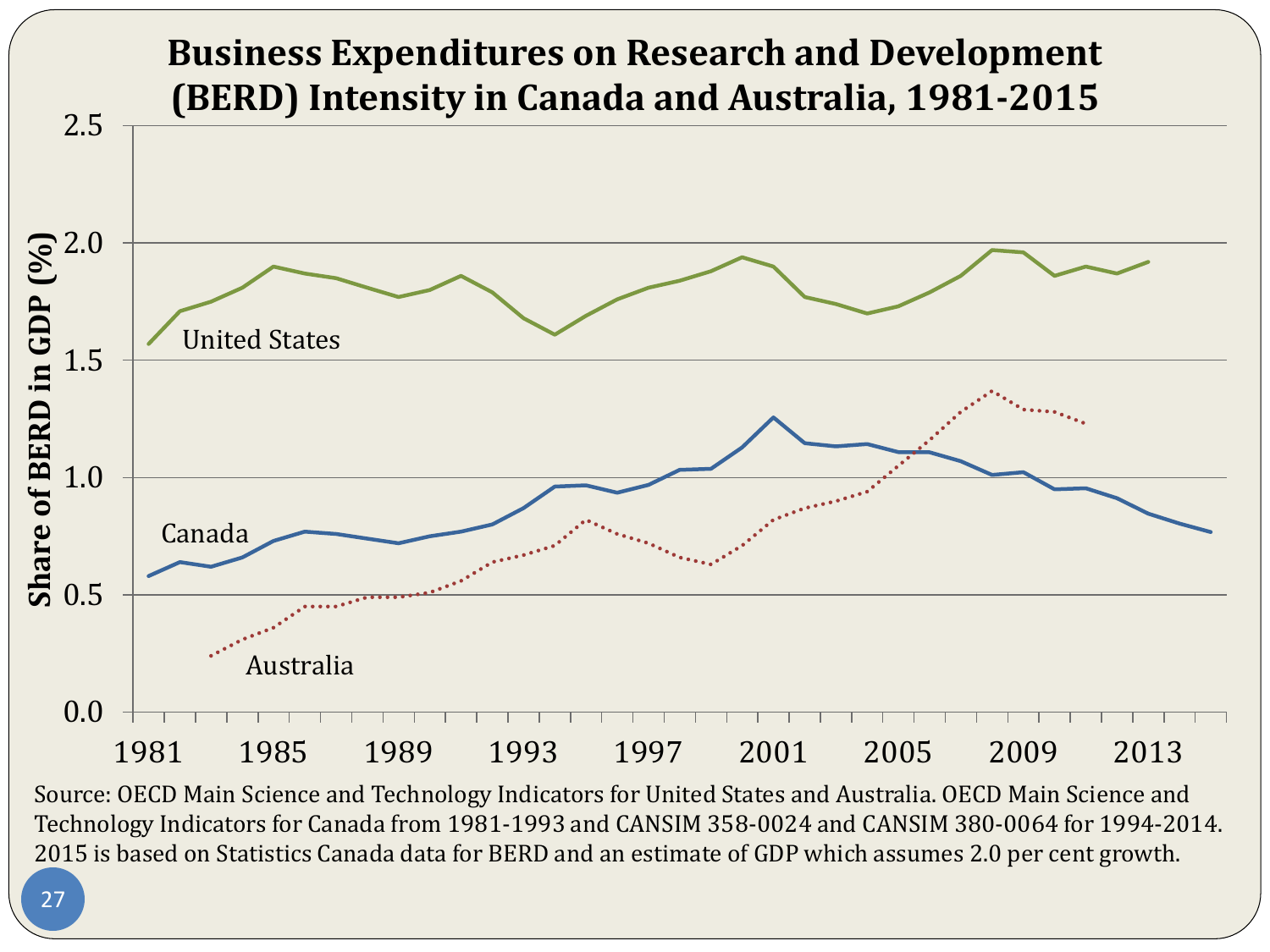# Business Expenditures on Research and Development (BERD) Intensity in Canada and Australia, 1981-2015

Source: OECD Main Science and Technology Indicators for United States and Australia. OECD Main Science and Technology Indicators for Canada from 1981-1993 and CANSIM 358-0024 and CANSIM 380-0064 for 1994-2014. 2015 is based on Statistics Canada data for BERD and an estimate of GDP which assumes 2.0 per cent growth.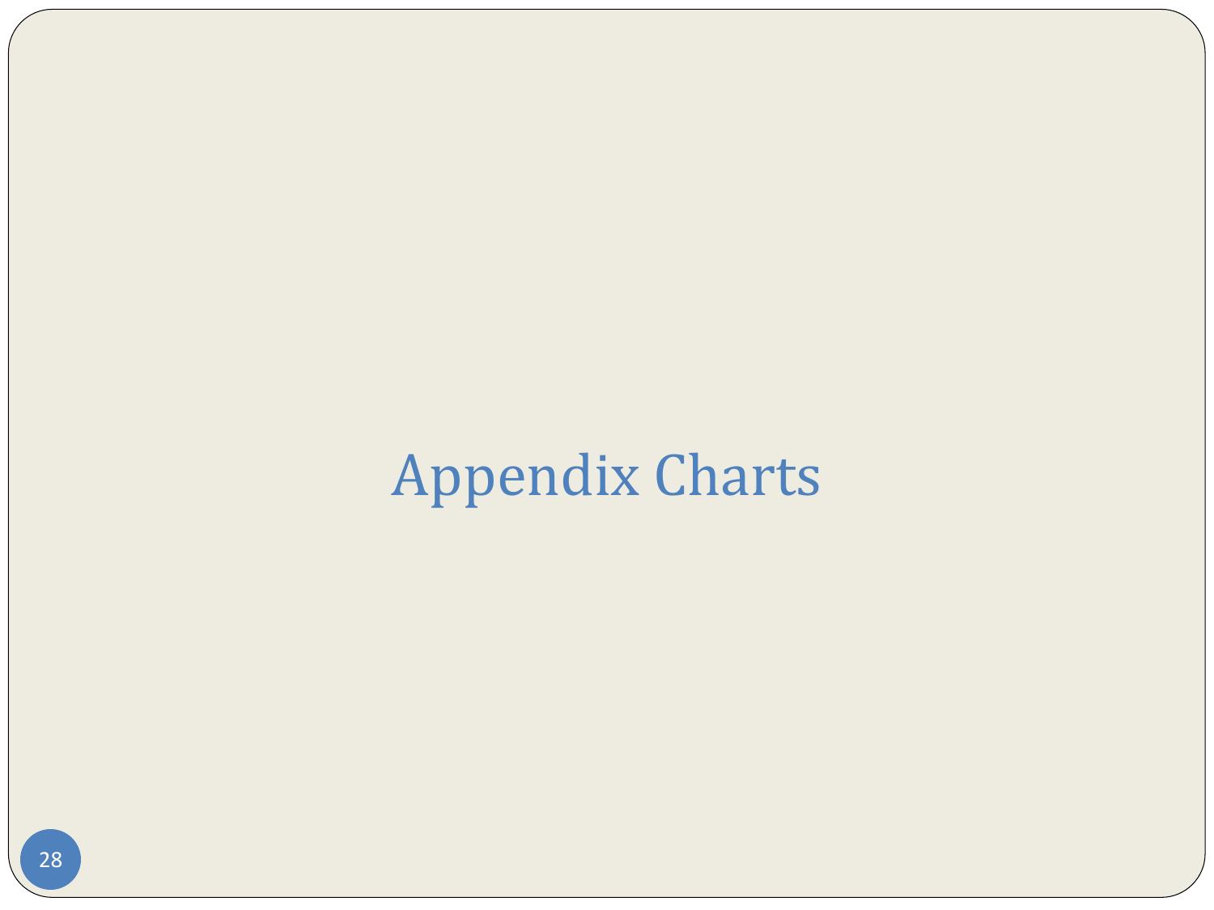# Appendix Charts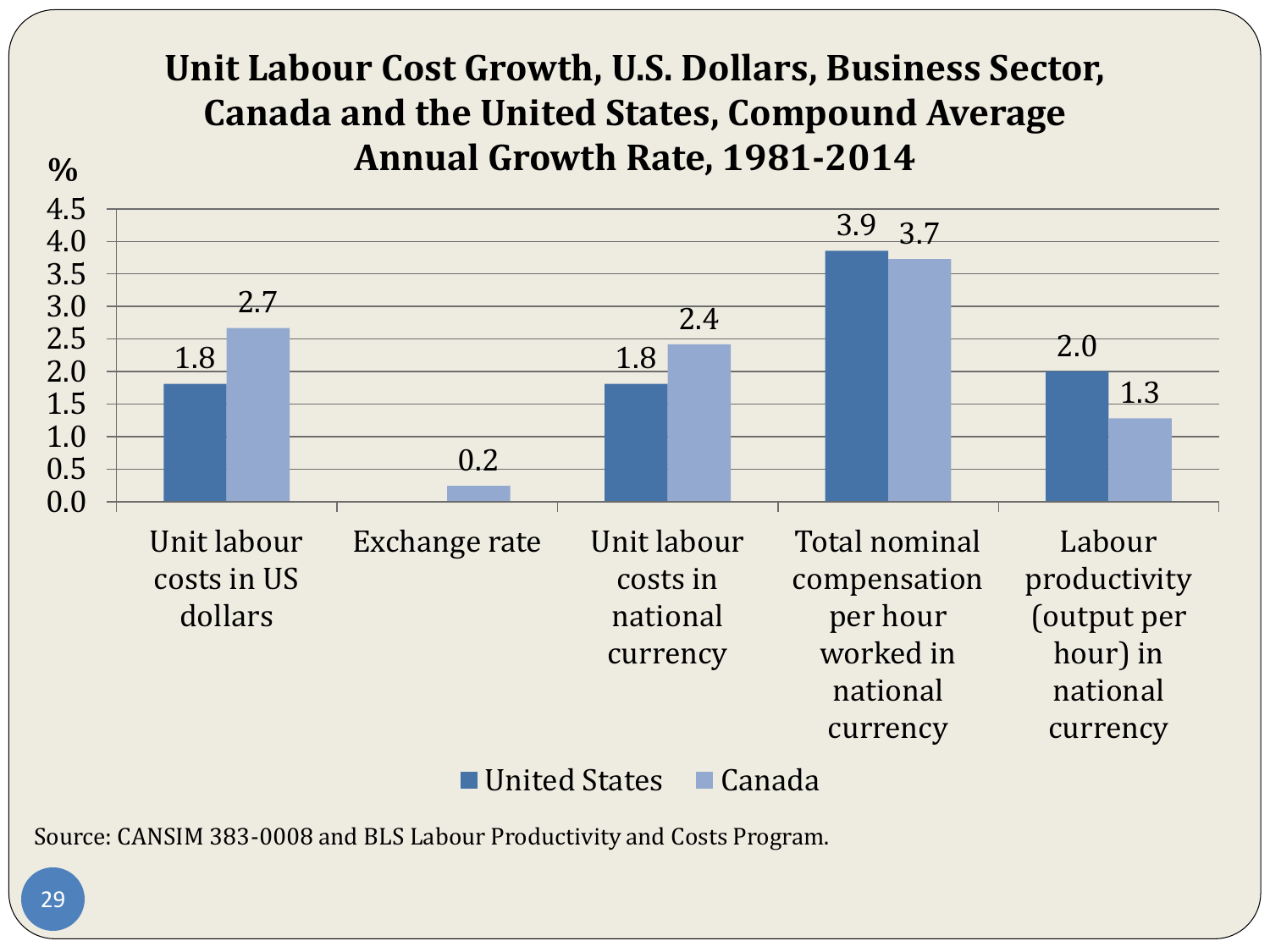# Unit Labour Cost Growth, U.S. Dollars, Business Sector, Canada and the United States, Compound Average Annual Growth Rate, 1981-2014

%

| | United States | Canada |
|---|---|---|
| Unit labour costs in US dollars | 1.8 | 2.7 |
| Exchange rate | | 0.2 |
| Unit labour costs in national currency | 1.8 | 2.4 |
| Total nominal compensation per hour worked in national currency | 3.9 | 3.7 |
| Labour productivity (output per hour) in national currency | 2.0 | 1.3 |

Source: CANSIM 383-0008 and BLS Labour Productivity and Costs Program.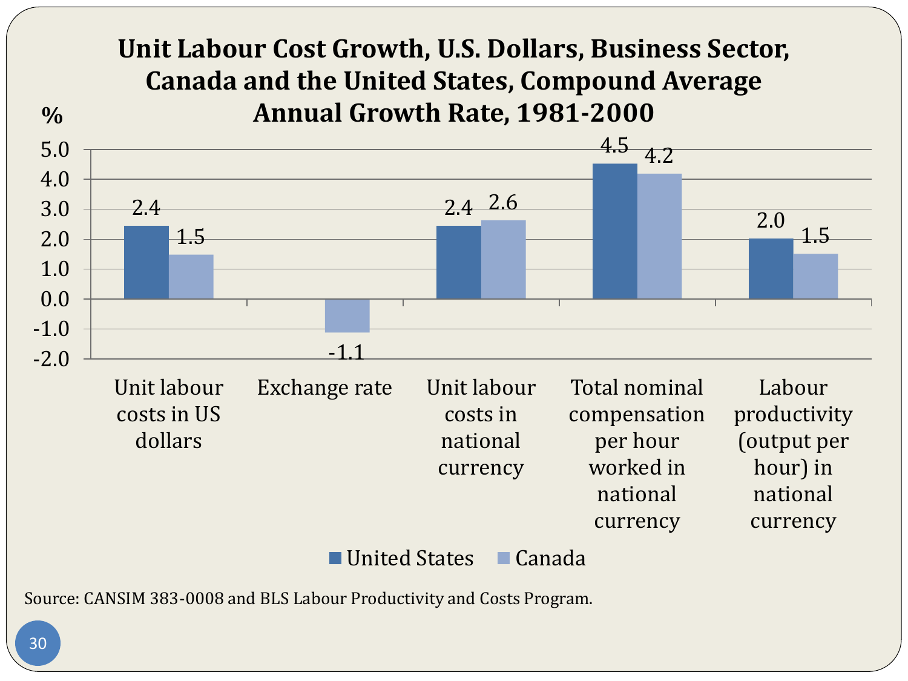# Unit Labour Cost Growth, U.S. Dollars, Business Sector, Canada and the United States, Compound Average Annual Growth Rate, 1981-2000

| % | United States | Canada |
|---|---|---|
| Unit labour costs in US dollars | 2.4 | 1.5 |
| Exchange rate | | -1.1 |
| Unit labour costs in national currency | 2.4 | 2.6 |
| Total nominal compensation per hour worked in national currency | 4.5 | 4.2 |
| Labour productivity (output per hour) in national currency | 2.0 | 1.5 |

Source: CANSIM 383-0008 and BLS Labour Productivity and Costs Program.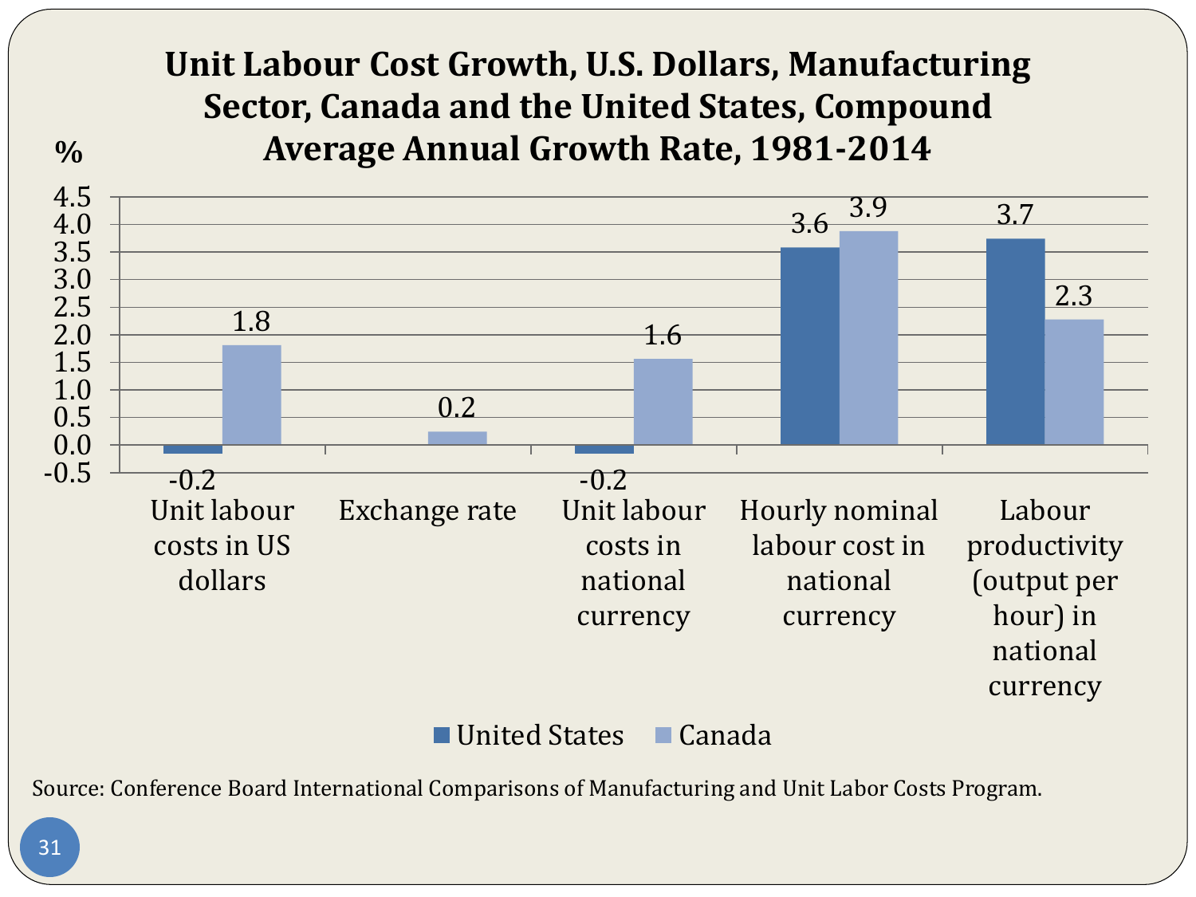# Unit Labour Cost Growth, U.S. Dollars, Manufacturing Sector, Canada and the United States, Compound Average Annual Growth Rate, 1981-2014

| % | United States | Canada |
|---|---|---|
| Unit labour costs in US dollars | -0.2 | 1.8 |
| Exchange rate | | 0.2 |
| Unit labour costs in national currency | -0.2 | 1.6 |
| Hourly nominal labour cost in national currency | 3.6 | 3.9 |
| Labour productivity (output per hour) in national currency | 3.7 | 2.3 |

Source: Conference Board International Comparisons of Manufacturing and Unit Labor Costs Program.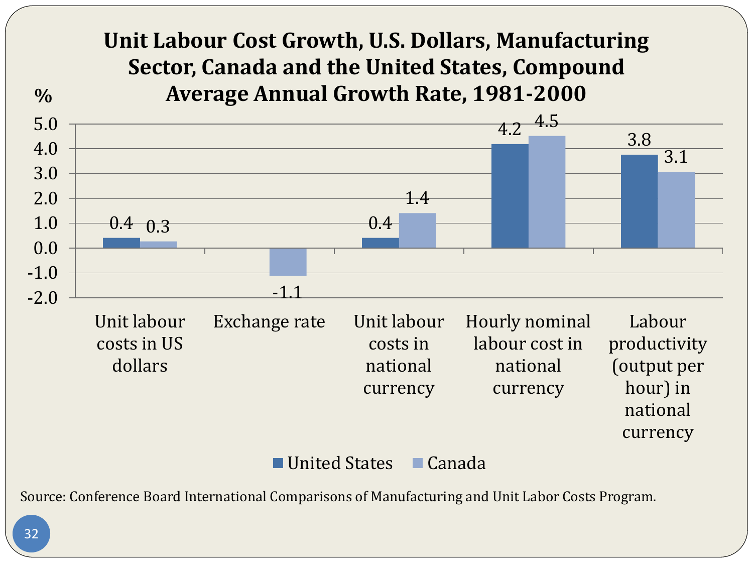## Unit Labour Cost Growth, U.S. Dollars, Manufacturing Sector, Canada and the United States, Compound Average Annual Growth Rate, 1981-2000

| % | United States | Canada |
|---|---|---|
| Unit labour costs in US dollars | 0.4 | 0.3 |
| Exchange rate | | -1.1 |
| Unit labour costs in national currency | 0.4 | 1.4 |
| Hourly nominal labour cost in national currency | 4.2 | 4.5 |
| Labour productivity (output per hour) in national currency | 3.8 | 3.1 |

Source: Conference Board International Comparisons of Manufacturing and Unit Labor Costs Program.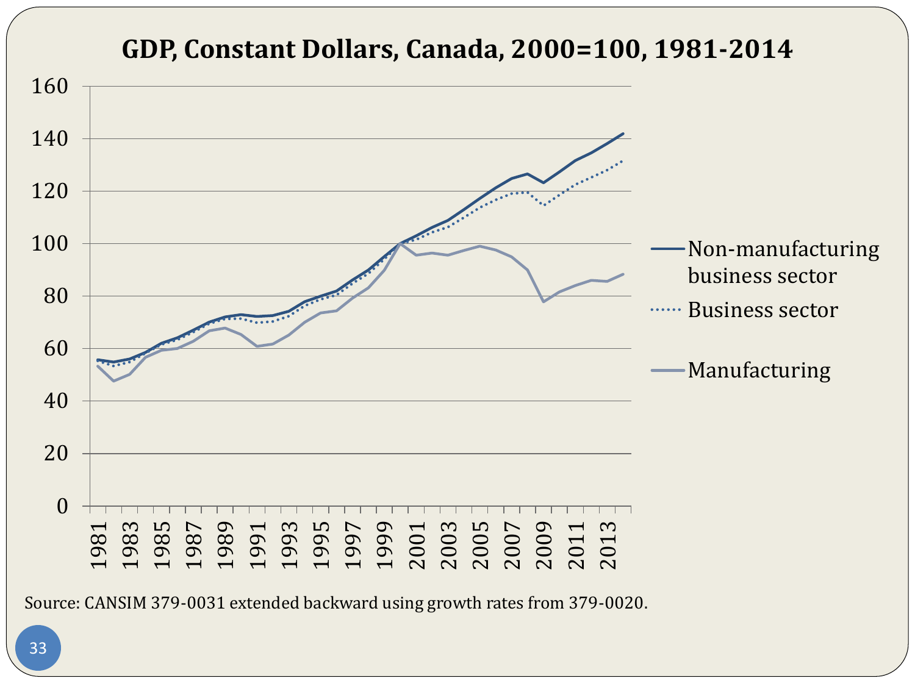# GDP, Constant Dollars, Canada, 2000=100, 1981-2014

160
140
120
100
80
60
40
20
0

1981
1983
1985
1987
1989
1991
1993
1995
1997
1999
2001
2003
2005
2007
2009
2011
2013

Non-manufacturing business sector
Business sector
Manufacturing

Source: CANSIM 379-0031 extended backward using growth rates from 379-0020.